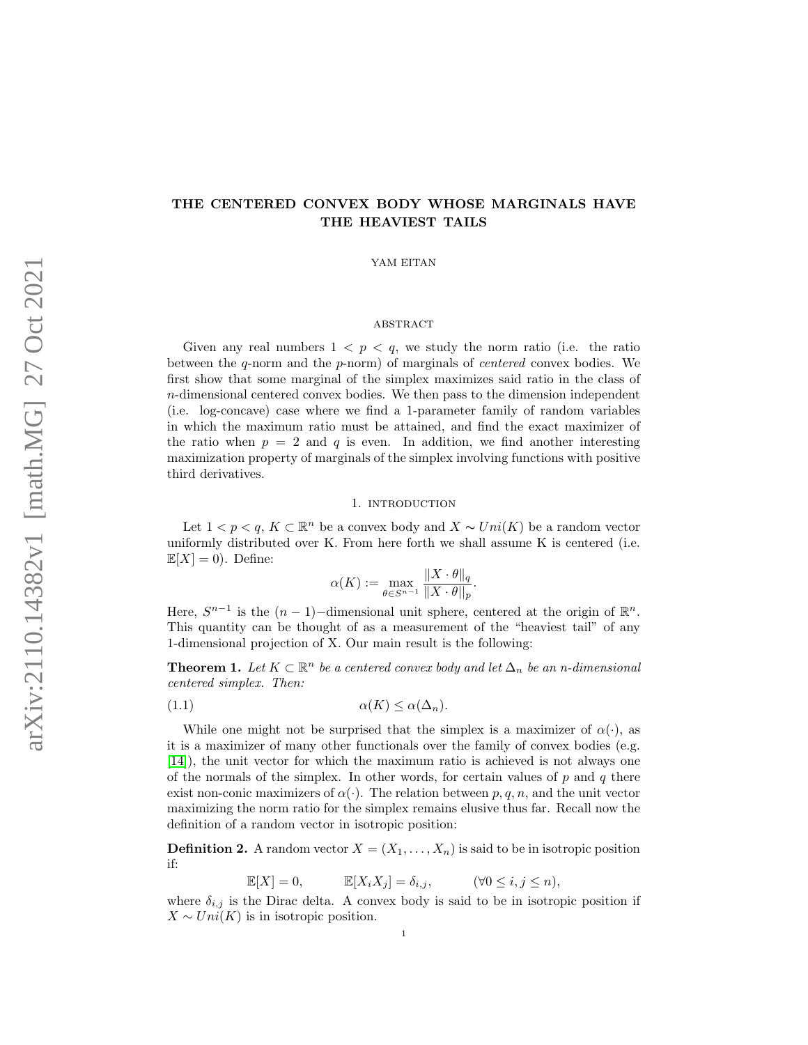# THE CENTERED CONVEX BODY WHOSE MARGINALS HAVE THE HEAVIEST TAILS

YAM EITAN

ABSTRACT

Given any real numbers $1 < p < q$, we study the norm ratio (i.e. the ratio between the $q$-norm and the $p$-norm) of marginals of *centered* convex bodies. We first show that some marginal of the simplex maximizes said ratio in the class of $n$-dimensional centered convex bodies. We then pass to the dimension independent (i.e. log-concave) case where we find a 1-parameter family of random variables in which the maximum ratio must be attained, and find the exact maximizer of the ratio when $p = 2$ and $q$ is even. In addition, we find another interesting maximization property of marginals of the simplex involving functions with positive third derivatives.

## 1. INTRODUCTION

Let $1 < p < q$, $K \subset \mathbb{R}^n$ be a convex body and $X \sim Uni(K)$ be a random vector uniformly distributed over K. From here forth we shall assume K is centered (i.e. $\mathbb{E}[X] = 0$). Define:

$$\alpha(K) := \max_{\theta \in S^{n-1}} \frac{\|X \cdot \theta\|_q}{\|X \cdot \theta\|_p}.$$

Here, $S^{n-1}$ is the $(n-1)-$dimensional unit sphere, centered at the origin of $\mathbb{R}^n$. This quantity can be thought of as a measurement of the "heaviest tail" of any 1-dimensional projection of X. Our main result is the following:

**Theorem 1.** *Let $K \subset \mathbb{R}^n$ be a centered convex body and let $\Delta_n$ be an $n$-dimensional centered simplex. Then:*

$$\alpha(K) \leq \alpha(\Delta_n). \tag{1.1}$$

While one might not be surprised that the simplex is a maximizer of $\alpha(\cdot)$, as it is a maximizer of many other functionals over the family of convex bodies (e.g. [14]), the unit vector for which the maximum ratio is achieved is not always one of the normals of the simplex. In other words, for certain values of $p$ and $q$ there exist non-conic maximizers of $\alpha(\cdot)$. The relation between $p, q, n$, and the unit vector maximizing the norm ratio for the simplex remains elusive thus far. Recall now the definition of a random vector in isotropic position:

**Definition 2.** A random vector $X = (X_1, \dots, X_n)$ is said to be in isotropic position if:

$$\mathbb{E}[X] = 0, \qquad \mathbb{E}[X_i X_j] = \delta_{i,j}, \qquad (\forall 0 \leq i, j \leq n),$$

where $\delta_{i,j}$ is the Dirac delta. A convex body is said to be in isotropic position if $X \sim Uni(K)$ is in isotropic position.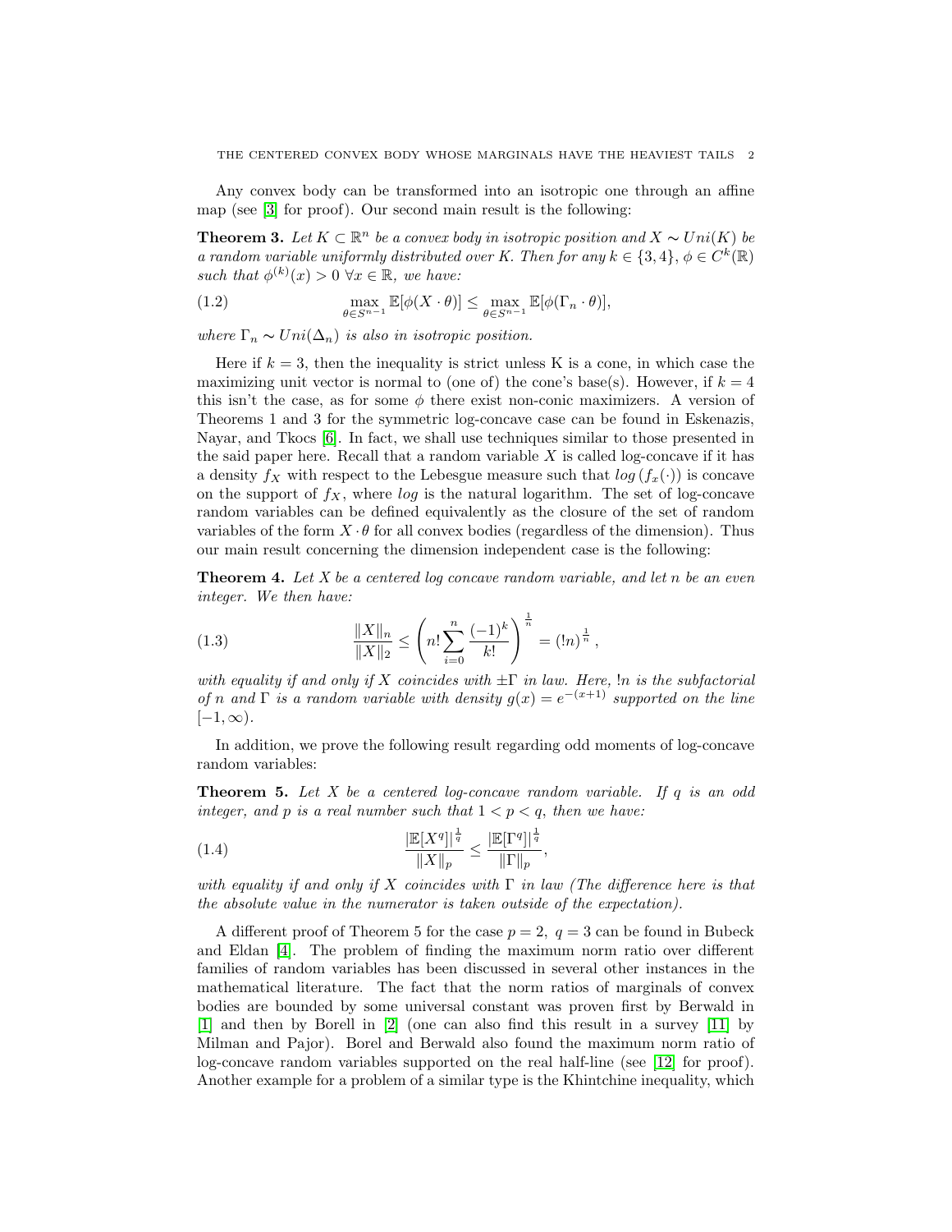Any convex body can be transformed into an isotropic one through an affine map (see [3] for proof). Our second main result is the following:

**Theorem 3.** *Let $K \subset \mathbb{R}^n$ be a convex body in isotropic position and $X \sim Uni(K)$ be a random variable uniformly distributed over $K$. Then for any $k \in \{3, 4\}$, $\phi \in C^k(\mathbb{R})$ such that $\phi^{(k)}(x) > 0 \ \forall x \in \mathbb{R}$, we have:*

$$\max_{\theta \in S^{n-1}} \mathbb{E}[\phi(X \cdot \theta)] \leq \max_{\theta \in S^{n-1}} \mathbb{E}[\phi(\Gamma_n \cdot \theta)], \tag{1.2}$$

*where $\Gamma_n \sim Uni(\Delta_n)$ is also in isotropic position.*

Here if $k = 3$, then the inequality is strict unless K is a cone, in which case the maximizing unit vector is normal to (one of) the cone's base(s). However, if $k = 4$ this isn't the case, as for some $\phi$ there exist non-conic maximizers. A version of Theorems 1 and 3 for the symmetric log-concave case can be found in Eskenazis, Nayar, and Tkocs [6]. In fact, we shall use techniques similar to those presented in the said paper here. Recall that a random variable $X$ is called log-concave if it has a density $f_X$ with respect to the Lebesgue measure such that $log\left(f_x(\cdot)\right)$ is concave on the support of $f_X$, where $log$ is the natural logarithm. The set of log-concave random variables can be defined equivalently as the closure of the set of random variables of the form $X \cdot \theta$ for all convex bodies (regardless of the dimension). Thus our main result concerning the dimension independent case is the following:

**Theorem 4.** *Let X be a centered log concave random variable, and let n be an even integer. We then have:*

$$\frac{\|X\|_n}{\|X\|_2} \leq \left(n! \sum_{i=0}^{n} \frac{(-1)^k}{k!}\right)^{\frac{1}{n}} = (!n)^{\frac{1}{n}}, \tag{1.3}$$

*with equality if and only if $X$ coincides with $\pm\Gamma$ in law. Here, $!n$ is the subfactorial of $n$ and $\Gamma$ is a random variable with density $g(x) = e^{-(x+1)}$ supported on the line $[-1, \infty)$.*

In addition, we prove the following result regarding odd moments of log-concave random variables:

**Theorem 5.** *Let $X$ be a centered log-concave random variable. If $q$ is an odd integer, and $p$ is a real number such that $1 < p < q$, then we have:*

$$\frac{|\mathbb{E}[X^q]|^{\frac{1}{q}}}{\|X\|_p} \leq \frac{|\mathbb{E}[\Gamma^q]|^{\frac{1}{q}}}{\|\Gamma\|_p}, \tag{1.4}$$

*with equality if and only if $X$ coincides with $\Gamma$ in law (The difference here is that the absolute value in the numerator is taken outside of the expectation).*

A different proof of Theorem 5 for the case $p = 2$, $q = 3$ can be found in Bubeck and Eldan [4]. The problem of finding the maximum norm ratio over different families of random variables has been discussed in several other instances in the mathematical literature. The fact that the norm ratios of marginals of convex bodies are bounded by some universal constant was proven first by Berwald in [1] and then by Borell in [2] (one can also find this result in a survey [11] by Milman and Pajor). Borel and Berwald also found the maximum norm ratio of log-concave random variables supported on the real half-line (see [12] for proof). Another example for a problem of a similar type is the Khintchine inequality, which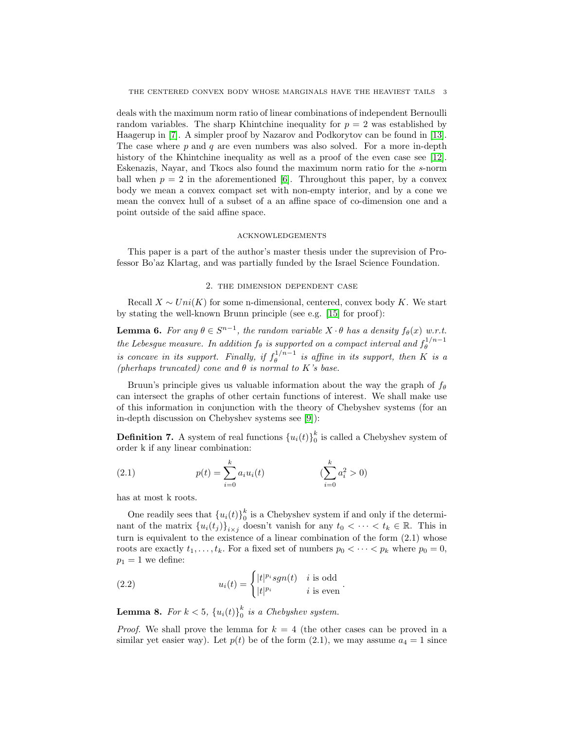deals with the maximum norm ratio of linear combinations of independent Bernoulli random variables. The sharp Khintchine inequality for $p = 2$ was established by Haagerup in [7]. A simpler proof by Nazarov and Podkorytov can be found in [13]. The case where $p$ and $q$ are even numbers was also solved. For a more in-depth history of the Khintchine inequality as well as a proof of the even case see [12]. Eskenazis, Nayar, and Tkocs also found the maximum norm ratio for the $s$-norm ball when $p = 2$ in the aforementioned [6]. Throughout this paper, by a convex body we mean a convex compact set with non-empty interior, and by a cone we mean the convex hull of a subset of a an affine space of co-dimension one and a point outside of the said affine space.

### Acknowledgements

This paper is a part of the author's master thesis under the suprevision of Professor Bo'az Klartag, and was partially funded by the Israel Science Foundation.

## 2. The dimension dependent case

Recall $X \sim Uni(K)$ for some n-dimensional, centered, convex body $K$. We start by stating the well-known Brunn principle (see e.g. [15] for proof):

**Lemma 6.** *For any $\theta \in S^{n-1}$, the random variable $X \cdot \theta$ has a density $f_\theta(x)$ w.r.t. the Lebesgue measure. In addition $f_\theta$ is supported on a compact interval and $f_\theta^{1/n-1}$ is concave in its support. Finally, if $f_\theta^{1/n-1}$ is affine in its support, then $K$ is a (pherhaps truncated) cone and $\theta$ is normal to $K$'s base.*

Bruun's principle gives us valuable information about the way the graph of $f_\theta$ can intersect the graphs of other certain functions of interest. We shall make use of this information in conjunction with the theory of Chebyshev systems (for an in-depth discussion on Chebyshev systems see [9]):

**Definition 7.** A system of real functions $\{u_i(t)\}_0^k$ is called a Chebyshev system of order k if any linear combination:

$$p(t) = \sum_{i=0}^{k} a_i u_i(t) \qquad\qquad (\sum_{i=0}^{k} a_i^2 > 0) \tag{2.1}$$

has at most k roots.

One readily sees that $\{u_i(t)\}_0^k$ is a Chebyshev system if and only if the determinant of the matrix $\{u_i(t_j)\}_{i \times j}$ doesn't vanish for any $t_0 < \cdots < t_k \in \mathbb{R}$. This in turn is equivalent to the existence of a linear combination of the form (2.1) whose roots are exactly $t_1, \ldots, t_k$. For a fixed set of numbers $p_0 < \cdots < p_k$ where $p_0 = 0$, $p_1 = 1$ we define:

$$u_i(t) = \begin{cases} |t|^{p_i} sgn(t) & i \text{ is odd} \\ |t|^{p_i} & i \text{ is even} \end{cases}. \tag{2.2}$$

**Lemma 8.** *For $k < 5$, $\{u_i(t)\}_0^k$ is a Chebyshev system.*

*Proof.* We shall prove the lemma for $k = 4$ (the other cases can be proved in a similar yet easier way). Let $p(t)$ be of the form (2.1), we may assume $a_4 = 1$ since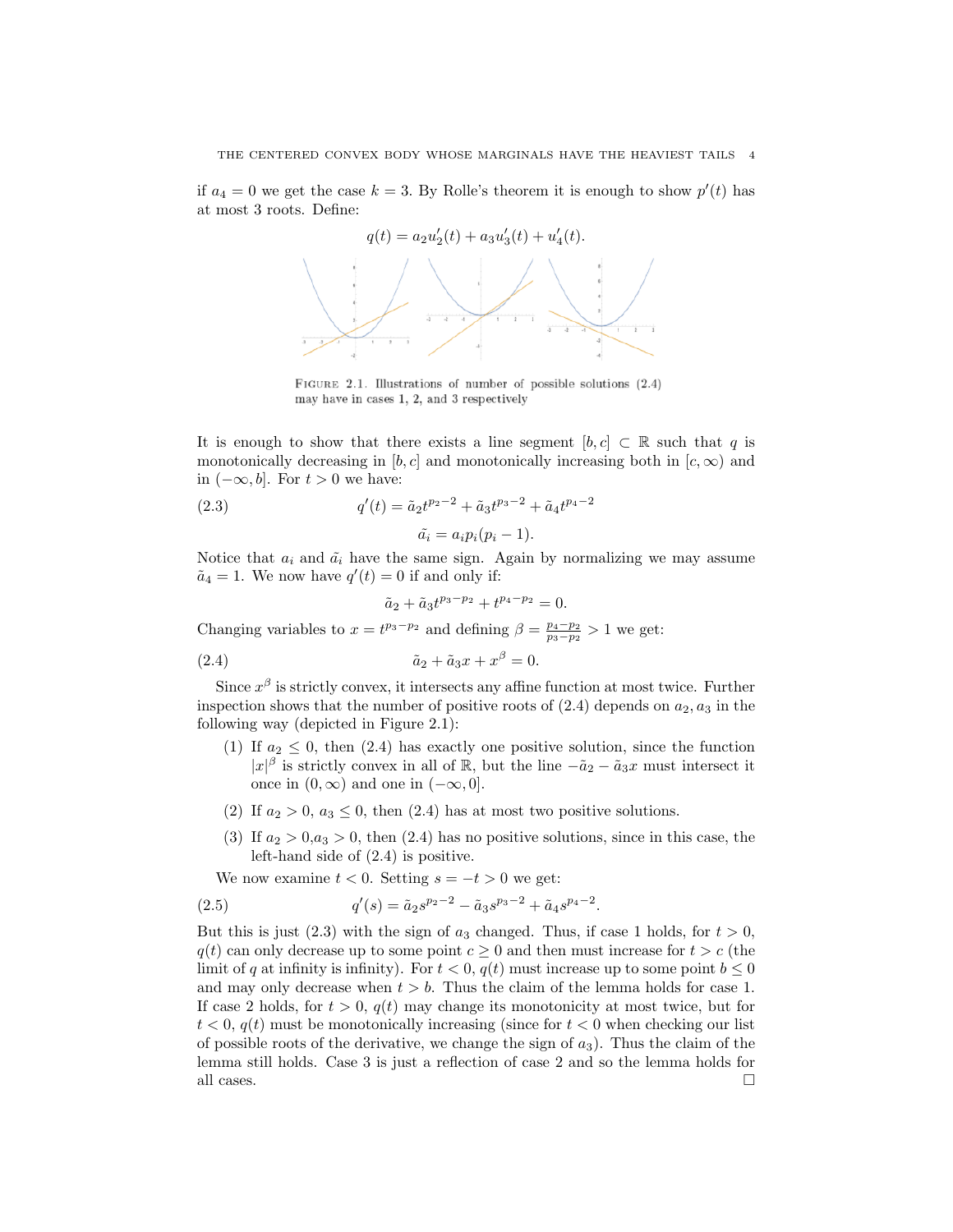if $a_4 = 0$ we get the case $k = 3$. By Rolle's theorem it is enough to show $p'(t)$ has at most 3 roots. Define:

$$q(t) = a_2 u_2'(t) + a_3 u_3'(t) + u_4'(t).$$

FIGURE 2.1. Illustrations of number of possible solutions (2.4) may have in cases 1, 2, and 3 respectively

It is enough to show that there exists a line segment $[b, c] \subset \mathbb{R}$ such that $q$ is monotonically decreasing in $[b, c]$ and monotonically increasing both in $[c, \infty)$ and in $(-\infty, b]$. For $t > 0$ we have:

$$q'(t) = \tilde{a_2} t^{p_2 - 2} + \tilde{a_3} t^{p_3 - 2} + \tilde{a_4} t^{p_4 - 2} \tag{2.3}$$

$$\tilde{a_i} = a_i p_i (p_i - 1).$$

Notice that $a_i$ and $\tilde{a_i}$ have the same sign. Again by normalizing we may assume $\tilde{a}_4 = 1$. We now have $q'(t) = 0$ if and only if:

$$\tilde{a}_2 + \tilde{a}_3 t^{p_3 - p_2} + t^{p_4 - p_2} = 0.$$

Changing variables to $x = t^{p_3 - p_2}$ and defining $\beta = \frac{p_4 - p_2}{p_3 - p_2} > 1$ we get:

$$\tilde{a}_2 + \tilde{a}_3 x + x^{\beta} = 0. \tag{2.4}$$

Since $x^{\beta}$ is strictly convex, it intersects any affine function at most twice. Further inspection shows that the number of positive roots of (2.4) depends on $a_2, a_3$ in the following way (depicted in Figure 2.1):

1. If $a_2 \le 0$, then (2.4) has exactly one positive solution, since the function $|x|^{\beta}$ is strictly convex in all of $\mathbb{R}$, but the line $-\tilde{a}_2 - \tilde{a}_3 x$ must intersect it once in $(0, \infty)$ and one in $(-\infty, 0]$.
2. If $a_2 > 0$, $a_3 \le 0$, then (2.4) has at most two positive solutions.
3. If $a_2 > 0$, $a_3 > 0$, then (2.4) has no positive solutions, since in this case, the left-hand side of (2.4) is positive.

We now examine $t < 0$. Setting $s = -t > 0$ we get:

$$q'(s) = \tilde{a}_2 s^{p_2 - 2} - \tilde{a}_3 s^{p_3 - 2} + \tilde{a}_4 s^{p_4 - 2}. \tag{2.5}$$

But this is just (2.3) with the sign of $a_3$ changed. Thus, if case 1 holds, for $t > 0$, $q(t)$ can only decrease up to some point $c \ge 0$ and then must increase for $t > c$ (the limit of $q$ at infinity is infinity). For $t < 0$, $q(t)$ must increase up to some point $b \le 0$ and may only decrease when $t > b$. Thus the claim of the lemma holds for case 1. If case 2 holds, for $t > 0$, $q(t)$ may change its monotonicity at most twice, but for $t < 0$, $q(t)$ must be monotonically increasing (since for $t < 0$ when checking our list of possible roots of the derivative, we change the sign of $a_3$). Thus the claim of the lemma still holds. Case 3 is just a reflection of case 2 and so the lemma holds for all cases. □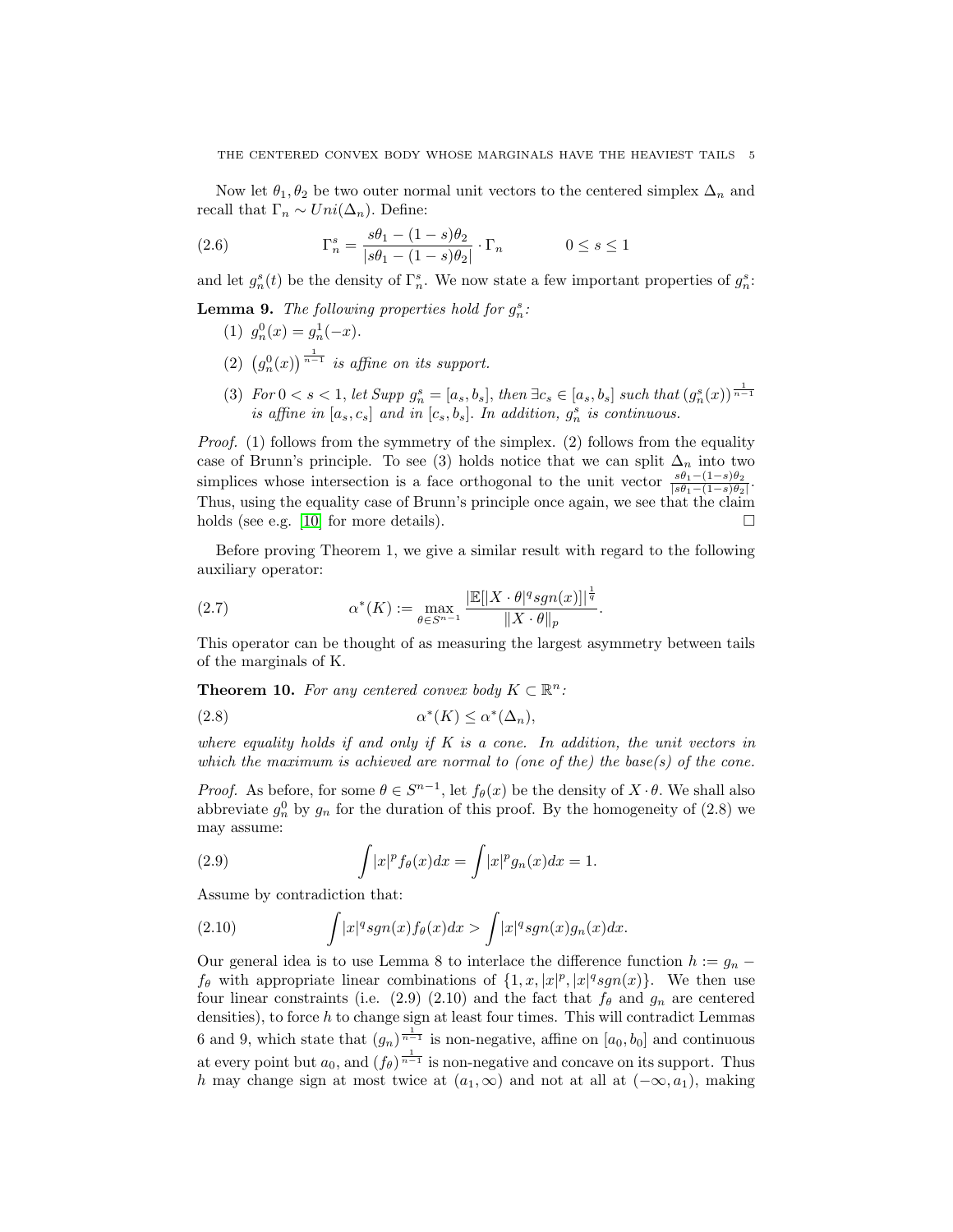Now let $\theta_1, \theta_2$ be two outer normal unit vectors to the centered simplex $\Delta_n$ and recall that $\Gamma_n \sim Uni(\Delta_n)$. Define:

$$\Gamma_n^s = \frac{s\theta_1 - (1-s)\theta_2}{|s\theta_1 - (1-s)\theta_2|} \cdot \Gamma_n \qquad\qquad 0 \le s \le 1 \tag{2.6}$$

and let $g_n^s(t)$ be the density of $\Gamma_n^s$. We now state a few important properties of $g_n^s$:

**Lemma 9.** *The following properties hold for $g_n^s$:*

1. $g_n^0(x) = g_n^1(-x)$.
2. $\left(g_n^0(x)\right)^{\frac{1}{n-1}}$ *is affine on its support.*
3. *For $0 < s < 1$, let Supp $g_n^s = [a_s, b_s]$, then $\exists c_s \in [a_s, b_s]$ such that $(g_n^s(x))^{\frac{1}{n-1}}$ is affine in $[a_s, c_s]$ and in $[c_s, b_s]$. In addition, $g_n^s$ is continuous.*

*Proof.* (1) follows from the symmetry of the simplex. (2) follows from the equality case of Brunn's principle. To see (3) holds notice that we can split $\Delta_n$ into two simplices whose intersection is a face orthogonal to the unit vector $\frac{s\theta_1-(1-s)\theta_2}{|s\theta_1-(1-s)\theta_2|}$. Thus, using the equality case of Brunn's principle once again, we see that the claim holds (see e.g. [10] for more details). $\square$

Before proving Theorem 1, we give a similar result with regard to the following auxiliary operator:

$$\alpha^*(K) := \max_{\theta \in S^{n-1}} \frac{|\mathbb{E}[|X \cdot \theta|^q sgn(x)]|^{\frac{1}{q}}}{\|X \cdot \theta\|_p}. \tag{2.7}$$

This operator can be thought of as measuring the largest asymmetry between tails of the marginals of K.

**Theorem 10.** *For any centered convex body $K \subset \mathbb{R}^n$:*

$$\alpha^*(K) \le \alpha^*(\Delta_n), \tag{2.8}$$

*where equality holds if and only if $K$ is a cone. In addition, the unit vectors in which the maximum is achieved are normal to (one of the) the base(s) of the cone.*

*Proof.* As before, for some $\theta \in S^{n-1}$, let $f_\theta(x)$ be the density of $X \cdot \theta$. We shall also abbreviate $g_n^0$ by $g_n$ for the duration of this proof. By the homogeneity of (2.8) we may assume:

$$\int |x|^p f_\theta(x)dx = \int |x|^p g_n(x)dx = 1. \tag{2.9}$$

Assume by contradiction that:

$$\int |x|^q sgn(x) f_\theta(x)dx > \int |x|^q sgn(x) g_n(x)dx. \tag{2.10}$$

Our general idea is to use Lemma 8 to interlace the difference function $h := g_n - f_\theta$ with appropriate linear combinations of $\{1, x, |x|^p, |x|^q sgn(x)\}$. We then use four linear constraints (i.e. (2.9) (2.10) and the fact that $f_\theta$ and $g_n$ are centered densities), to force $h$ to change sign at least four times. This will contradict Lemmas 6 and 9, which state that $(g_n)^{\frac{1}{n-1}}$ is non-negative, affine on $[a_0, b_0]$ and continuous at every point but $a_0$, and $(f_\theta)^{\frac{1}{n-1}}$ is non-negative and concave on its support. Thus $h$ may change sign at most twice at $(a_1, \infty)$ and not at all at $(-\infty, a_1)$, making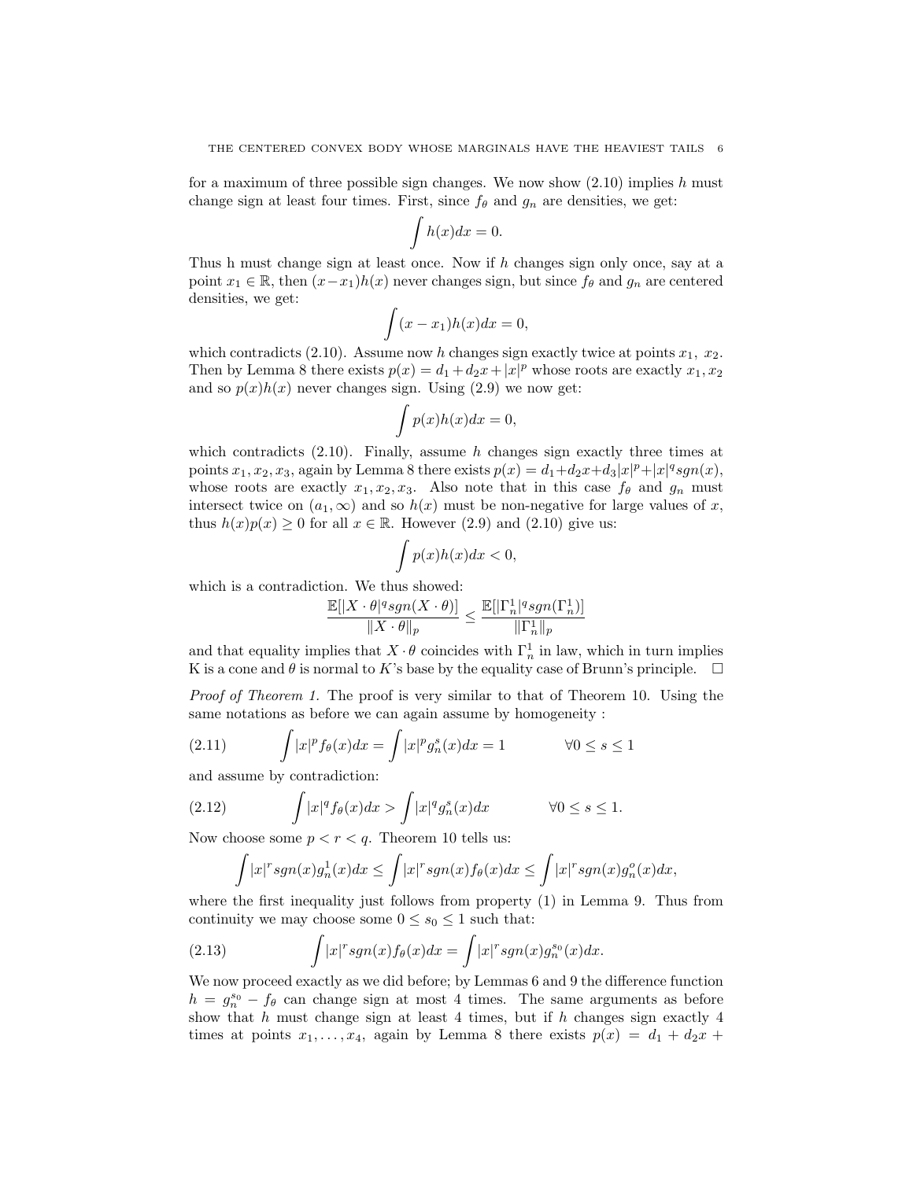for a maximum of three possible sign changes. We now show (2.10) implies $h$ must change sign at least four times. First, since $f_\theta$ and $g_n$ are densities, we get:

$$\int h(x)dx = 0.$$

Thus h must change sign at least once. Now if $h$ changes sign only once, say at a point $x_1 \in \mathbb{R}$, then $(x - x_1)h(x)$ never changes sign, but since $f_\theta$ and $g_n$ are centered densities, we get:

$$\int (x - x_1)h(x)dx = 0,$$

which contradicts (2.10). Assume now $h$ changes sign exactly twice at points $x_1,\ x_2$. Then by Lemma 8 there exists $p(x) = d_1 + d_2 x + |x|^p$ whose roots are exactly $x_1, x_2$ and so $p(x)h(x)$ never changes sign. Using (2.9) we now get:

$$\int p(x)h(x)dx = 0,$$

which contradicts (2.10). Finally, assume $h$ changes sign exactly three times at points $x_1, x_2, x_3$, again by Lemma 8 there exists $p(x) = d_1 + d_2 x + d_3|x|^p + |x|^q sgn(x)$, whose roots are exactly $x_1, x_2, x_3$. Also note that in this case $f_\theta$ and $g_n$ must intersect twice on $(a_1, \infty)$ and so $h(x)$ must be non-negative for large values of $x$, thus $h(x)p(x) \geq 0$ for all $x \in \mathbb{R}$. However (2.9) and (2.10) give us:

$$\int p(x)h(x)dx < 0,$$

which is a contradiction. We thus showed:

$$\frac{\mathbb{E}[|X \cdot \theta|^q sgn(X \cdot \theta)]}{\|X \cdot \theta\|_p} \leq \frac{\mathbb{E}[|\Gamma_n^1|^q sgn(\Gamma_n^1)]}{\|\Gamma_n^1\|_p}$$

and that equality implies that $X \cdot \theta$ coincides with $\Gamma_n^1$ in law, which in turn implies K is a cone and $\theta$ is normal to $K$'s base by the equality case of Brunn's principle. $\square$

*Proof of Theorem 1.* The proof is very similar to that of Theorem 10. Using the same notations as before we can again assume by homogeneity :

$$\int |x|^p f_\theta(x)dx = \int |x|^p g_n^s(x)dx = 1 \qquad \forall 0 \leq s \leq 1 \tag{2.11}$$

and assume by contradiction:

$$\int |x|^q f_\theta(x)dx > \int |x|^q g_n^s(x)dx \qquad \forall 0 \leq s \leq 1. \tag{2.12}$$

Now choose some $p < r < q$. Theorem 10 tells us:

$$\int |x|^r sgn(x) g_n^1(x)dx \leq \int |x|^r sgn(x) f_\theta(x)dx \leq \int |x|^r sgn(x) g_n^o(x)dx,$$

where the first inequality just follows from property (1) in Lemma 9. Thus from continuity we may choose some $0 \leq s_0 \leq 1$ such that:

$$\int |x|^r sgn(x) f_\theta(x)dx = \int |x|^r sgn(x) g_n^{s_0}(x)dx. \tag{2.13}$$

We now proceed exactly as we did before; by Lemmas 6 and 9 the difference function $h = g_n^{s_0} - f_\theta$ can change sign at most 4 times. The same arguments as before show that $h$ must change sign at least 4 times, but if $h$ changes sign exactly 4 times at points $x_1, \ldots, x_4$, again by Lemma 8 there exists $p(x) = d_1 + d_2 x +$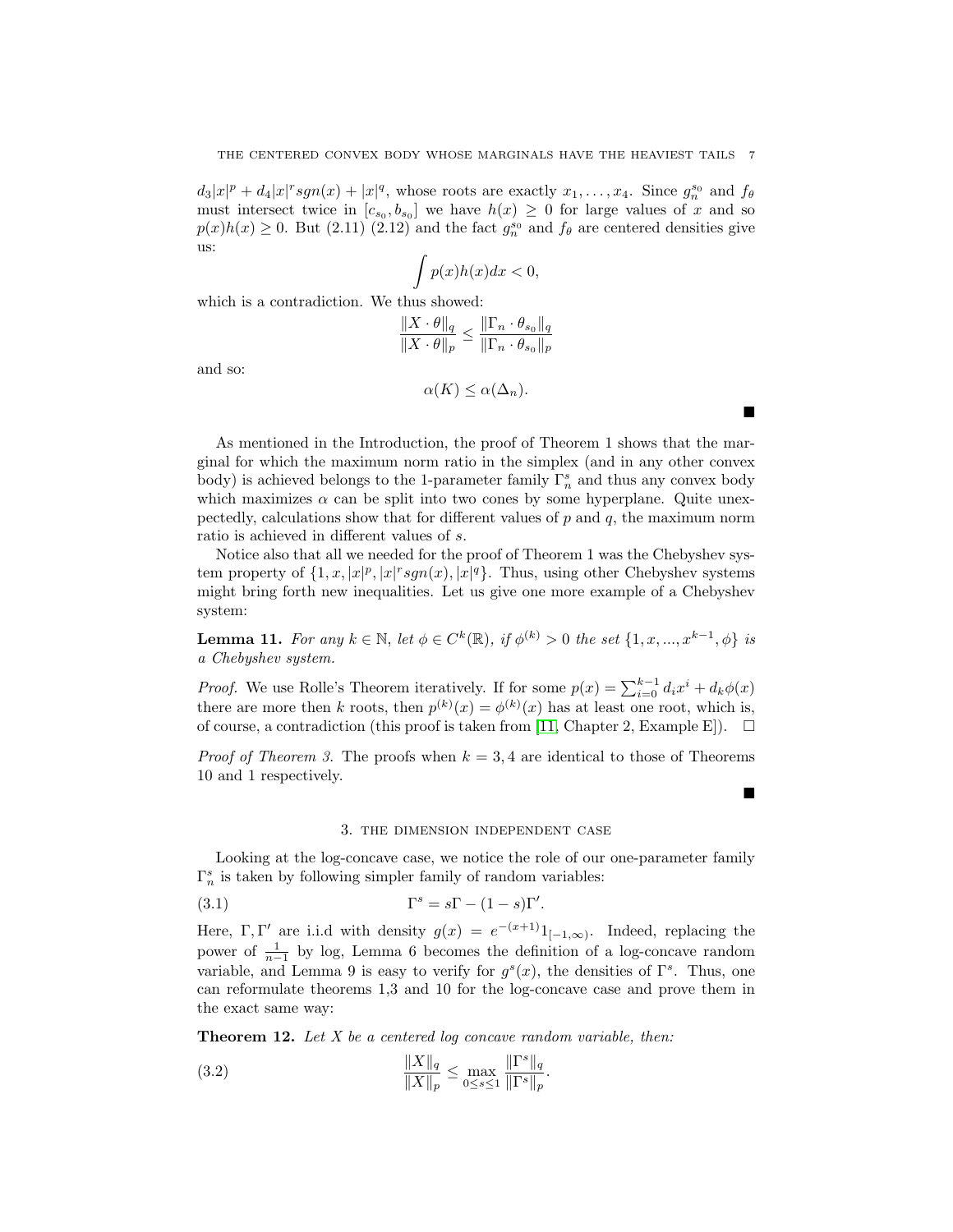$d_3|x|^p + d_4|x|^r sgn(x) + |x|^q$, whose roots are exactly $x_1, \dots, x_4$. Since $g_n^{s_0}$ and $f_\theta$ must intersect twice in $[c_{s_0}, b_{s_0}]$ we have $h(x) \geq 0$ for large values of $x$ and so $p(x)h(x) \geq 0$. But (2.11) (2.12) and the fact $g_n^{s_0}$ and $f_\theta$ are centered densities give us:

$$\int p(x)h(x)dx < 0,$$

which is a contradiction. We thus showed:

$$\frac{\|X \cdot \theta\|_q}{\|X \cdot \theta\|_p} \leq \frac{\|\Gamma_n \cdot \theta_{s_0}\|_q}{\|\Gamma_n \cdot \theta_{s_0}\|_p}$$

and so:

$$\alpha(K) \leq \alpha(\Delta_n).$$

■

As mentioned in the Introduction, the proof of Theorem 1 shows that the marginal for which the maximum norm ratio in the simplex (and in any other convex body) is achieved belongs to the 1-parameter family $\Gamma_n^s$ and thus any convex body which maximizes $\alpha$ can be split into two cones by some hyperplane. Quite unexpectedly, calculations show that for different values of $p$ and $q$, the maximum norm ratio is achieved in different values of $s$.

Notice also that all we needed for the proof of Theorem 1 was the Chebyshev system property of $\{1, x, |x|^p, |x|^r sgn(x), |x|^q\}$. Thus, using other Chebyshev systems might bring forth new inequalities. Let us give one more example of a Chebyshev system:

**Lemma 11.** *For any $k \in \mathbb{N}$, let $\phi \in C^k(\mathbb{R})$, if $\phi^{(k)} > 0$ the set $\{1, x, ..., x^{k-1}, \phi\}$ is a Chebyshev system.*

*Proof.* We use Rolle's Theorem iteratively. If for some $p(x) = \sum_{i=0}^{k-1} d_i x^i + d_k \phi(x)$ there are more then $k$ roots, then $p^{(k)}(x) = \phi^{(k)}(x)$ has at least one root, which is, of course, a contradiction (this proof is taken from [11, Chapter 2, Example E]). □

*Proof of Theorem 3.* The proofs when $k = 3, 4$ are identical to those of Theorems 10 and 1 respectively.

■

## 3. The dimension independent case

Looking at the log-concave case, we notice the role of our one-parameter family $\Gamma_n^s$ is taken by following simpler family of random variables:

$$\Gamma^s = s\Gamma - (1-s)\Gamma'. \tag{3.1}$$

Here, $\Gamma, \Gamma'$ are i.i.d with density $g(x) = e^{-(x+1)} 1_{[-1,\infty)}$. Indeed, replacing the power of $\frac{1}{n-1}$ by log, Lemma 6 becomes the definition of a log-concave random variable, and Lemma 9 is easy to verify for $g^s(x)$, the densities of $\Gamma^s$. Thus, one can reformulate theorems 1,3 and 10 for the log-concave case and prove them in the exact same way:

**Theorem 12.** *Let $X$ be a centered log concave random variable, then:*

$$\frac{\|X\|_q}{\|X\|_p} \leq \max_{0 \leq s \leq 1} \frac{\|\Gamma^s\|_q}{\|\Gamma^s\|_p}. \tag{3.2}$$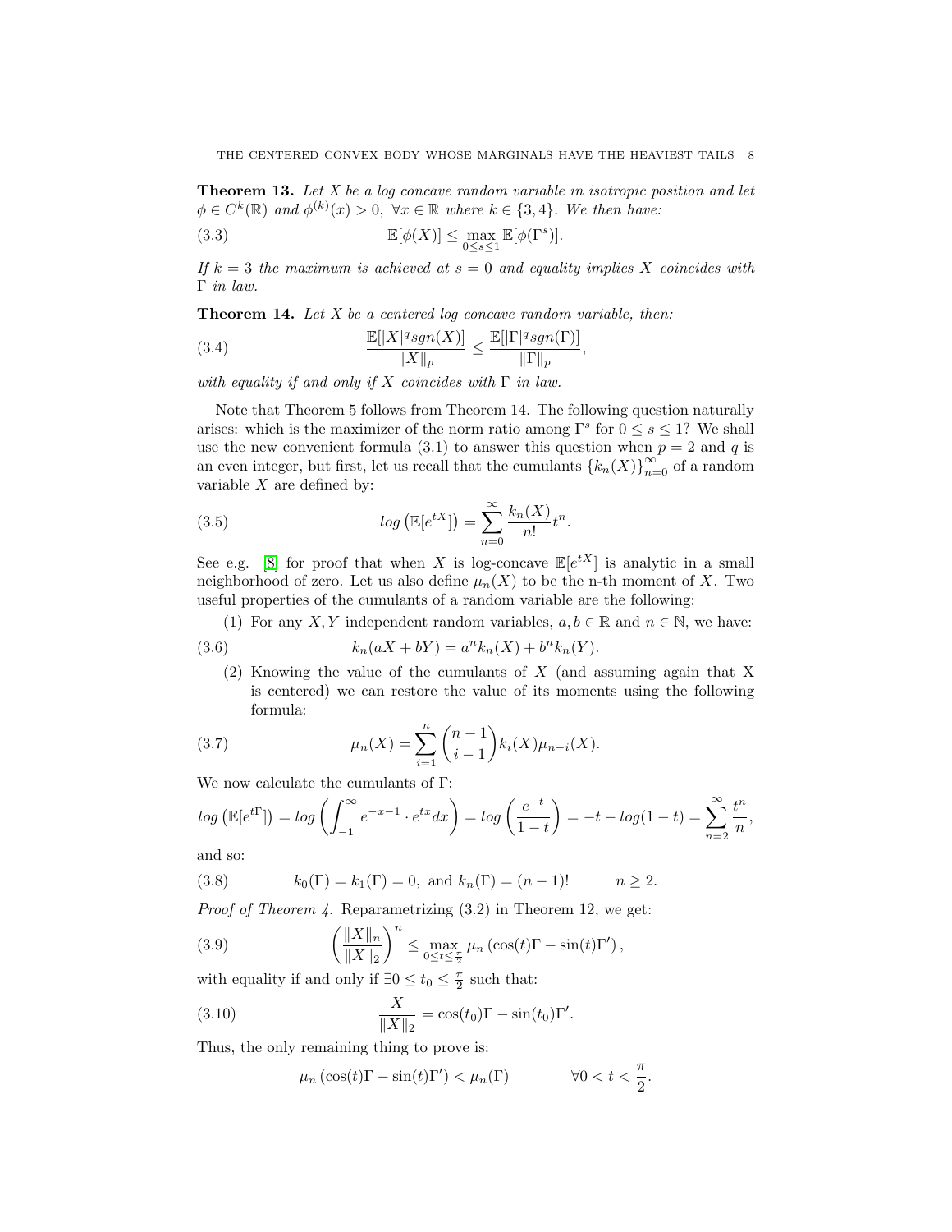**Theorem 13.** *Let $X$ be a log concave random variable in isotropic position and let $\phi \in C^k(\mathbb{R})$ and $\phi^{(k)}(x) > 0, \ \forall x \in \mathbb{R}$ where $k \in \{3, 4\}$. We then have:*

$$\mathbb{E}[\phi(X)] \leq \max_{0 \leq s \leq 1} \mathbb{E}[\phi(\Gamma^s)]. \tag{3.3}$$

*If $k = 3$ the maximum is achieved at $s = 0$ and equality implies $X$ coincides with $\Gamma$ in law.*

**Theorem 14.** *Let $X$ be a centered log concave random variable, then:*

$$\frac{\mathbb{E}[|X|^q sgn(X)]}{\|X\|_p} \leq \frac{\mathbb{E}[|\Gamma|^q sgn(\Gamma)]}{\|\Gamma\|_p}, \tag{3.4}$$

*with equality if and only if $X$ coincides with $\Gamma$ in law.*

Note that Theorem 5 follows from Theorem 14. The following question naturally arises: which is the maximizer of the norm ratio among $\Gamma^s$ for $0 \leq s \leq 1$? We shall use the new convenient formula (3.1) to answer this question when $p = 2$ and $q$ is an even integer, but first, let us recall that the cumulants $\{k_n(X)\}_{n=0}^{\infty}$ of a random variable $X$ are defined by:

$$log\left(\mathbb{E}[e^{tX}]\right) = \sum_{n=0}^{\infty} \frac{k_n(X)}{n!} t^n. \tag{3.5}$$

See e.g. [8] for proof that when $X$ is log-concave $\mathbb{E}[e^{tX}]$ is analytic in a small neighborhood of zero. Let us also define $\mu_n(X)$ to be the n-th moment of $X$. Two useful properties of the cumulants of a random variable are the following:

(1) For any $X, Y$ independent random variables, $a, b \in \mathbb{R}$ and $n \in \mathbb{N}$, we have:

$$k_n(aX + bY) = a^n k_n(X) + b^n k_n(Y). \tag{3.6}$$

(2) Knowing the value of the cumulants of $X$ (and assuming again that X is centered) we can restore the value of its moments using the following formula:

$$\mu_n(X) = \sum_{i=1}^{n} \binom{n-1}{i-1} k_i(X) \mu_{n-i}(X). \tag{3.7}$$

We now calculate the cumulants of $\Gamma$:

$$log\left(\mathbb{E}[e^{t\Gamma}]\right) = log\left(\int_{-1}^{\infty} e^{-x-1} \cdot e^{tx} dx\right) = log\left(\frac{e^{-t}}{1-t}\right) = -t - log(1-t) = \sum_{n=2}^{\infty} \frac{t^n}{n},$$

and so:

$$k_0(\Gamma) = k_1(\Gamma) = 0, \text{ and } k_n(\Gamma) = (n-1)! \qquad n \geq 2. \tag{3.8}$$

*Proof of Theorem 4.* Reparametrizing (3.2) in Theorem 12, we get:

$$\left(\frac{\|X\|_n}{\|X\|_2}\right)^n \leq \max_{0 \leq t \leq \frac{\pi}{2}} \mu_n\left(\cos(t)\Gamma - \sin(t)\Gamma'\right), \tag{3.9}$$

with equality if and only if $\exists 0 \leq t_0 \leq \frac{\pi}{2}$ such that:

$$\frac{X}{\|X\|_2} = \cos(t_0)\Gamma - \sin(t_0)\Gamma'. \tag{3.10}$$

Thus, the only remaining thing to prove is:

$$\mu_n\left(\cos(t)\Gamma - \sin(t)\Gamma'\right) < \mu_n(\Gamma) \qquad \forall 0 < t < \frac{\pi}{2}.$$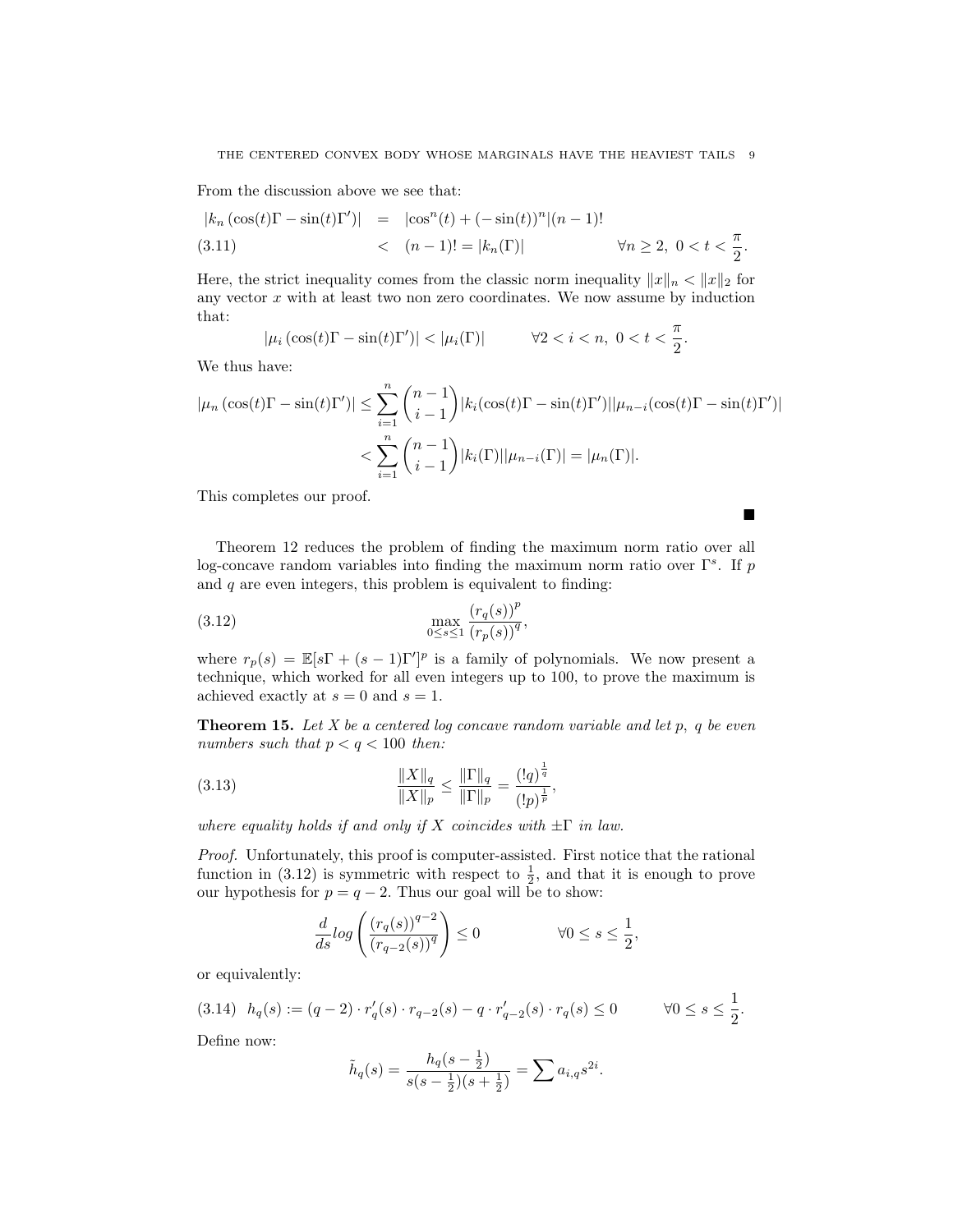From the discussion above we see that:

$$
\begin{aligned}
|k_n(\cos(t)\Gamma - \sin(t)\Gamma')| &= |\cos^n(t) + (-\sin(t))^n|(n-1)! \\
&< (n-1)! = |k_n(\Gamma)| \qquad \forall n \geq 2,\ 0 < t < \frac{\pi}{2}. \qquad (3.11)
\end{aligned}
$$

Here, the strict inequality comes from the classic norm inequality $\|x\|_n < \|x\|_2$ for any vector $x$ with at least two non zero coordinates. We now assume by induction that:

$$
|\mu_i(\cos(t)\Gamma - \sin(t)\Gamma')| < |\mu_i(\Gamma)| \qquad \forall 2 < i < n,\ 0 < t < \frac{\pi}{2}.
$$

We thus have:

$$
\begin{aligned}
|\mu_n(\cos(t)\Gamma - \sin(t)\Gamma')| &\leq \sum_{i=1}^{n} \binom{n-1}{i-1} |k_i(\cos(t)\Gamma - \sin(t)\Gamma')||\mu_{n-i}(\cos(t)\Gamma - \sin(t)\Gamma')| \\
&< \sum_{i=1}^{n} \binom{n-1}{i-1} |k_i(\Gamma)||\mu_{n-i}(\Gamma)| = |\mu_n(\Gamma)|.
\end{aligned}
$$

This completes our proof.

■

Theorem 12 reduces the problem of finding the maximum norm ratio over all log-concave random variables into finding the maximum norm ratio over $\Gamma^s$. If $p$ and $q$ are even integers, this problem is equivalent to finding:

$$
\max_{0 \leq s \leq 1} \frac{(r_q(s))^p}{(r_p(s))^q}, \qquad (3.12)
$$

where $r_p(s) = \mathbb{E}[s\Gamma + (s-1)\Gamma']^p$ is a family of polynomials. We now present a technique, which worked for all even integers up to 100, to prove the maximum is achieved exactly at $s = 0$ and $s = 1$.

**Theorem 15.** *Let $X$ be a centered log concave random variable and let $p$, $q$ be even numbers such that $p < q < 100$ then:*

$$
\frac{\|X\|_q}{\|X\|_p} \leq \frac{\|\Gamma\|_q}{\|\Gamma\|_p} = \frac{(!q)^{\frac{1}{q}}}{(!p)^{\frac{1}{p}}}, \qquad (3.13)
$$

*where equality holds if and only if $X$ coincides with $\pm\Gamma$ in law.*

*Proof.* Unfortunately, this proof is computer-assisted. First notice that the rational function in (3.12) is symmetric with respect to $\frac{1}{2}$, and that it is enough to prove our hypothesis for $p = q-2$. Thus our goal will be to show:

$$
\frac{d}{ds} log\left(\frac{(r_q(s))^{q-2}}{(r_{q-2}(s))^q}\right) \leq 0 \qquad \forall 0 \leq s \leq \frac{1}{2},
$$

or equivalently:

$$
h_q(s) := (q-2) \cdot r_q'(s) \cdot r_{q-2}(s) - q \cdot r_{q-2}'(s) \cdot r_q(s) \leq 0 \qquad \forall 0 \leq s \leq \frac{1}{2}. \qquad (3.14)
$$

Define now:

$$
\tilde{h}_q(s) = \frac{h_q(s - \frac{1}{2})}{s(s-\frac{1}{2})(s+\frac{1}{2})} = \sum a_{i,q} s^{2i}.
$$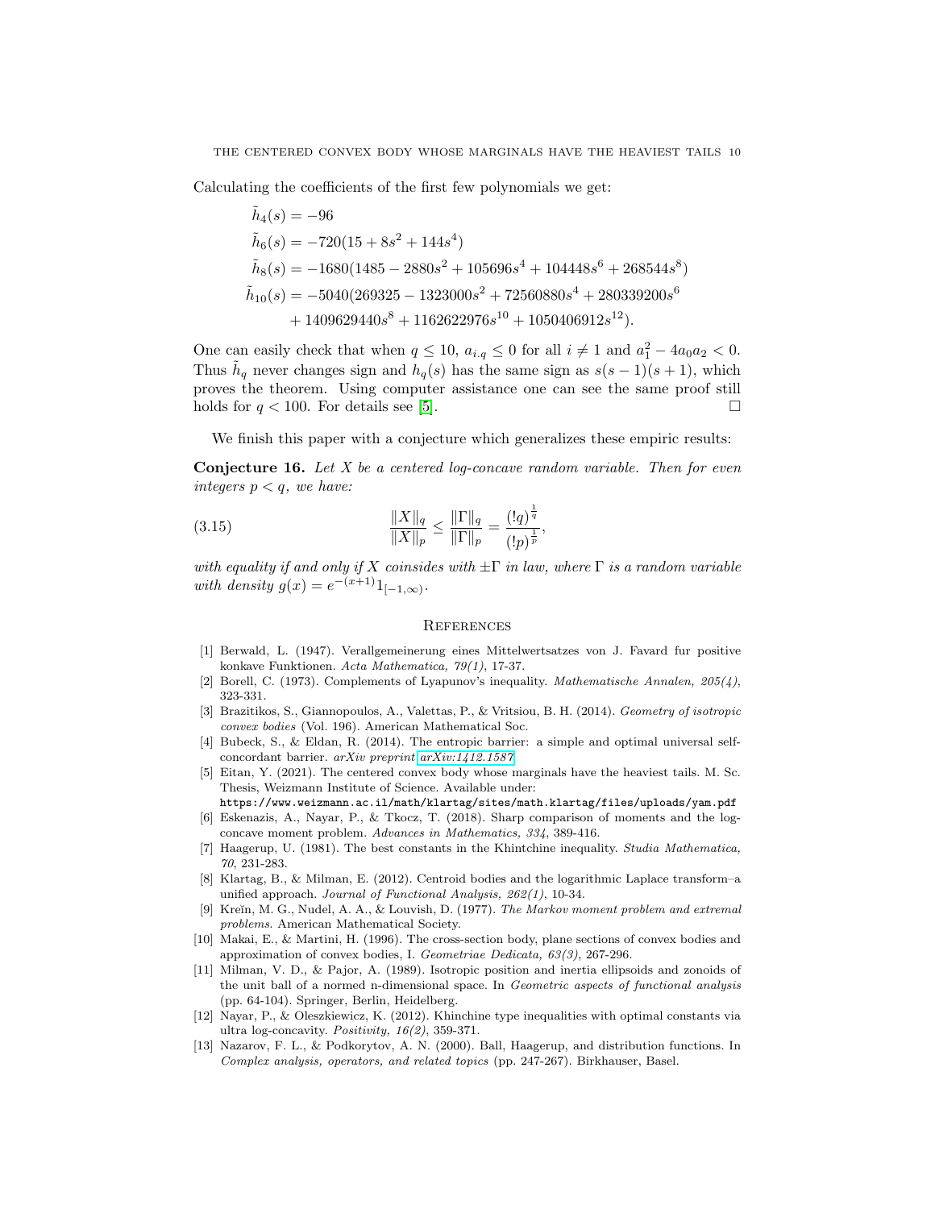Calculating the coefficients of the first few polynomials we get:

$$
\begin{aligned}
\tilde{h}_4(s) &= -96 \\
\tilde{h}_6(s) &= -720(15 + 8s^2 + 144s^4) \\
\tilde{h}_8(s) &= -1680(1485 - 2880s^2 + 105696s^4 + 104448s^6 + 268544s^8) \\
\tilde{h}_{10}(s) &= -5040(269325 - 1323000s^2 + 72560880s^4 + 280339200s^6 \\
&\quad + 1409629440s^8 + 1162622976s^{10} + 1050406912s^{12}).
\end{aligned}
$$

One can easily check that when $q \leq 10$, $a_{i.q} \leq 0$ for all $i \neq 1$ and $a_1^2 - 4a_0a_2 < 0$. Thus $\tilde{h}_q$ never changes sign and $h_q(s)$ has the same sign as $s(s-1)(s+1)$, which proves the theorem. Using computer assistance one can see the same proof still holds for $q < 100$. For details see [5]. □

We finish this paper with a conjecture which generalizes these empiric results:

**Conjecture 16.** *Let $X$ be a centered log-concave random variable. Then for even integers $p < q$, we have:*

$$
\frac{\|X\|_q}{\|X\|_p} \leq \frac{\|\Gamma\|_q}{\|\Gamma\|_p} = \frac{(!q)^{\frac{1}{q}}}{(!p)^{\frac{1}{p}}}, \tag{3.15}
$$

*with equality if and only if $X$ coinsides with $\pm\Gamma$ in law, where $\Gamma$ is a random variable with density $g(x) = e^{-(x+1)}1_{[-1,\infty)}$.*

## References

[1] Berwald, L. (1947). Verallgemeinerung eines Mittelwertsatzes von J. Favard fur positive konkave Funktionen. *Acta Mathematica, 79(1)*, 17-37.

[2] Borell, C. (1973). Complements of Lyapunov's inequality. *Mathematische Annalen, 205(4)*, 323-331.

[3] Brazitikos, S., Giannopoulos, A., Valettas, P., & Vritsiou, B. H. (2014). *Geometry of isotropic convex bodies* (Vol. 196). American Mathematical Soc.

[4] Bubeck, S., & Eldan, R. (2014). The entropic barrier: a simple and optimal universal self-concordant barrier. *arXiv preprint arXiv:1412.1587*.

[5] Eitan, Y. (2021). The centered convex body whose marginals have the heaviest tails. M. Sc. Thesis, Weizmann Institute of Science. Available under: https://www.weizmann.ac.il/math/klartag/sites/math.klartag/files/uploads/yam.pdf

[6] Eskenazis, A., Nayar, P., & Tkocz, T. (2018). Sharp comparison of moments and the log-concave moment problem. *Advances in Mathematics, 334*, 389-416.

[7] Haagerup, U. (1981). The best constants in the Khintchine inequality. *Studia Mathematica, 70*, 231-283.

[8] Klartag, B., & Milman, E. (2012). Centroid bodies and the logarithmic Laplace transform–a unified approach. *Journal of Functional Analysis, 262(1)*, 10-34.

[9] Kreĭn, M. G., Nudel, A. A., & Louvish, D. (1977). *The Markov moment problem and extremal problems.* American Mathematical Society.

[10] Makai, E., & Martini, H. (1996). The cross-section body, plane sections of convex bodies and approximation of convex bodies, I. *Geometriae Dedicata, 63(3)*, 267-296.

[11] Milman, V. D., & Pajor, A. (1989). Isotropic position and inertia ellipsoids and zonoids of the unit ball of a normed n-dimensional space. In *Geometric aspects of functional analysis* (pp. 64-104). Springer, Berlin, Heidelberg.

[12] Nayar, P., & Oleszkiewicz, K. (2012). Khinchine type inequalities with optimal constants via ultra log-concavity. *Positivity, 16(2)*, 359-371.

[13] Nazarov, F. L., & Podkorytov, A. N. (2000). Ball, Haagerup, and distribution functions. In *Complex analysis, operators, and related topics* (pp. 247-267). Birkhauser, Basel.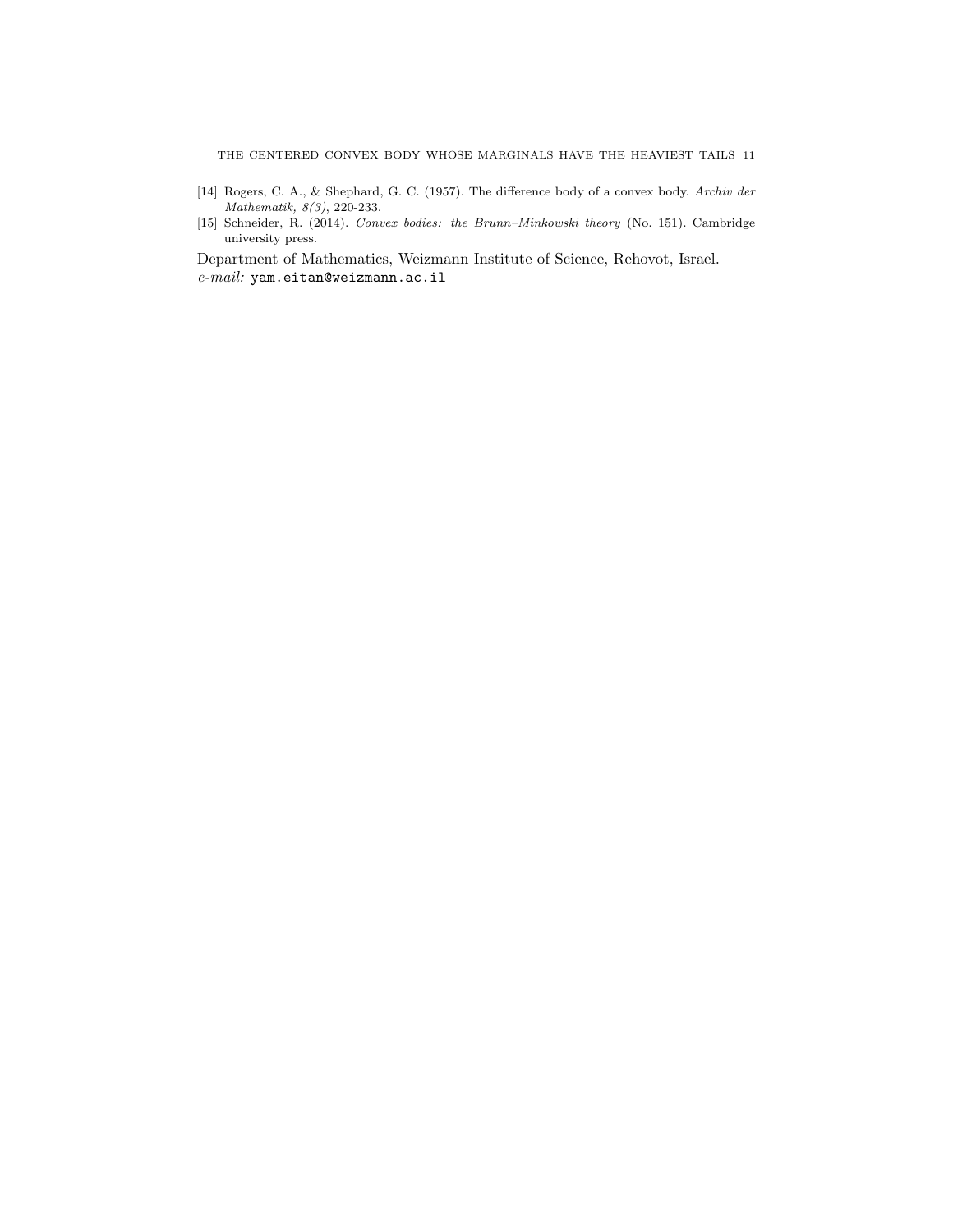[14] Rogers, C. A., & Shephard, G. C. (1957). The difference body of a convex body. *Archiv der Mathematik, 8(3)*, 220-233.

[15] Schneider, R. (2014). *Convex bodies: the Brunn–Minkowski theory* (No. 151). Cambridge university press.

Department of Mathematics, Weizmann Institute of Science, Rehovot, Israel.
*e-mail:* `yam.eitan@weizmann.ac.il`